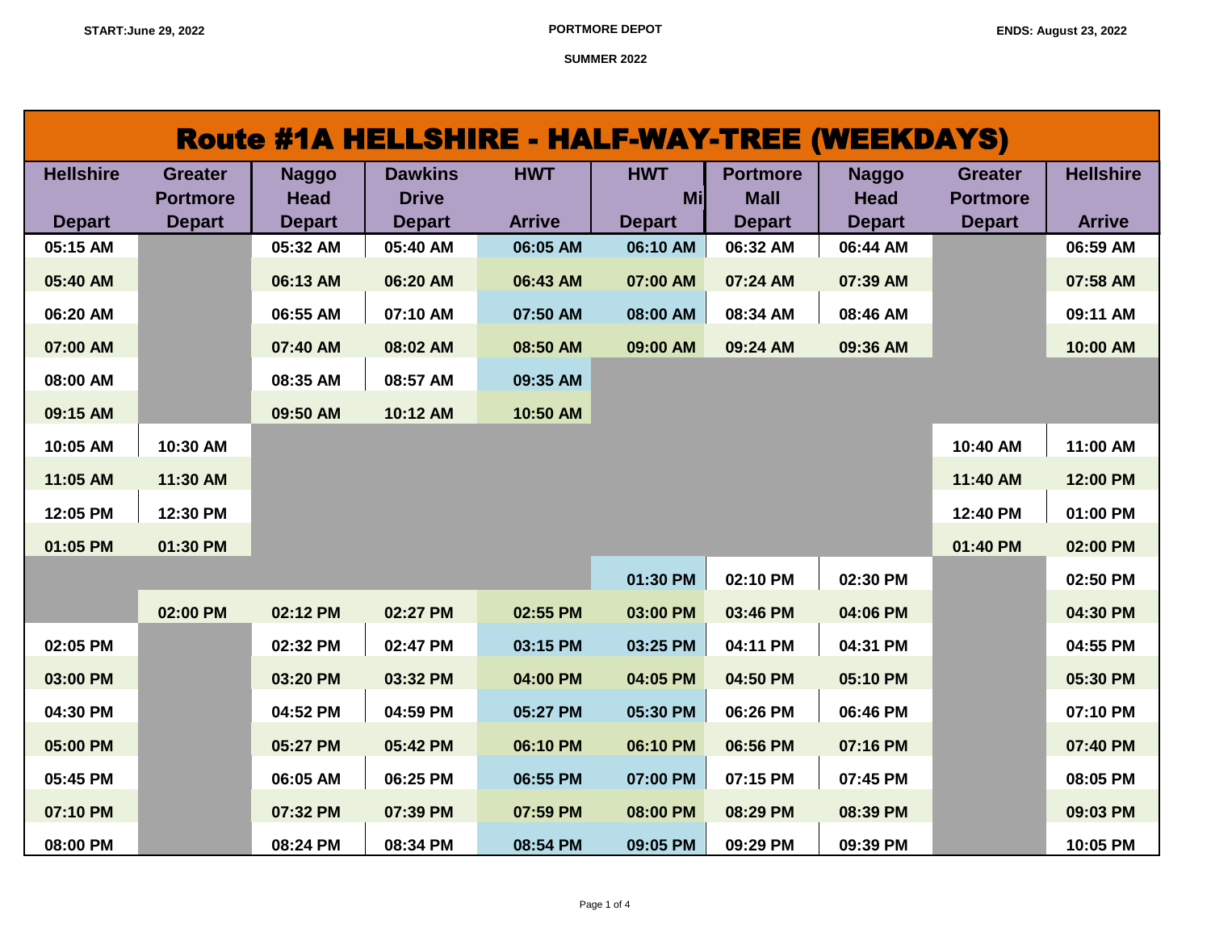START:June 29, 2022

PORTMORE DEPOT

ENDS: August 23, 2022

SUMMER 2022

# Route #1A HELLSHIRE - HALF-WAY-TREE (WEEKDAYS)

| Hellshire Depart | Greater Portmore Depart | Naggo Head Depart | Dawkins Drive Depart | HWT Arrive | HWT Mi Depart | Portmore Mall Depart | Naggo Head Depart | Greater Portmore Depart | Hellshire Arrive |
|---|---|---|---|---|---|---|---|---|---|
| 05:15 AM | | 05:32 AM | 05:40 AM | 06:05 AM | 06:10 AM | 06:32 AM | 06:44 AM | | 06:59 AM |
| 05:40 AM | | 06:13 AM | 06:20 AM | 06:43 AM | 07:00 AM | 07:24 AM | 07:39 AM | | 07:58 AM |
| 06:20 AM | | 06:55 AM | 07:10 AM | 07:50 AM | 08:00 AM | 08:34 AM | 08:46 AM | | 09:11 AM |
| 07:00 AM | | 07:40 AM | 08:02 AM | 08:50 AM | 09:00 AM | 09:24 AM | 09:36 AM | | 10:00 AM |
| 08:00 AM | | 08:35 AM | 08:57 AM | 09:35 AM | | | | | |
| 09:15 AM | | 09:50 AM | 10:12 AM | 10:50 AM | | | | | |
| 10:05 AM | 10:30 AM | | | | | | | 10:40 AM | 11:00 AM |
| 11:05 AM | 11:30 AM | | | | | | | 11:40 AM | 12:00 PM |
| 12:05 PM | 12:30 PM | | | | | | | 12:40 PM | 01:00 PM |
| 01:05 PM | 01:30 PM | | | | | | | 01:40 PM | 02:00 PM |
| | | | | | 01:30 PM | 02:10 PM | 02:30 PM | | 02:50 PM |
| | 02:00 PM | 02:12 PM | 02:27 PM | 02:55 PM | 03:00 PM | 03:46 PM | 04:06 PM | | 04:30 PM |
| 02:05 PM | | 02:32 PM | 02:47 PM | 03:15 PM | 03:25 PM | 04:11 PM | 04:31 PM | | 04:55 PM |
| 03:00 PM | | 03:20 PM | 03:32 PM | 04:00 PM | 04:05 PM | 04:50 PM | 05:10 PM | | 05:30 PM |
| 04:30 PM | | 04:52 PM | 04:59 PM | 05:27 PM | 05:30 PM | 06:26 PM | 06:46 PM | | 07:10 PM |
| 05:00 PM | | 05:27 PM | 05:42 PM | 06:10 PM | 06:10 PM | 06:56 PM | 07:16 PM | | 07:40 PM |
| 05:45 PM | | 06:05 AM | 06:25 PM | 06:55 PM | 07:00 PM | 07:15 PM | 07:45 PM | | 08:05 PM |
| 07:10 PM | | 07:32 PM | 07:39 PM | 07:59 PM | 08:00 PM | 08:29 PM | 08:39 PM | | 09:03 PM |
| 08:00 PM | | 08:24 PM | 08:34 PM | 08:54 PM | 09:05 PM | 09:29 PM | 09:39 PM | | 10:05 PM |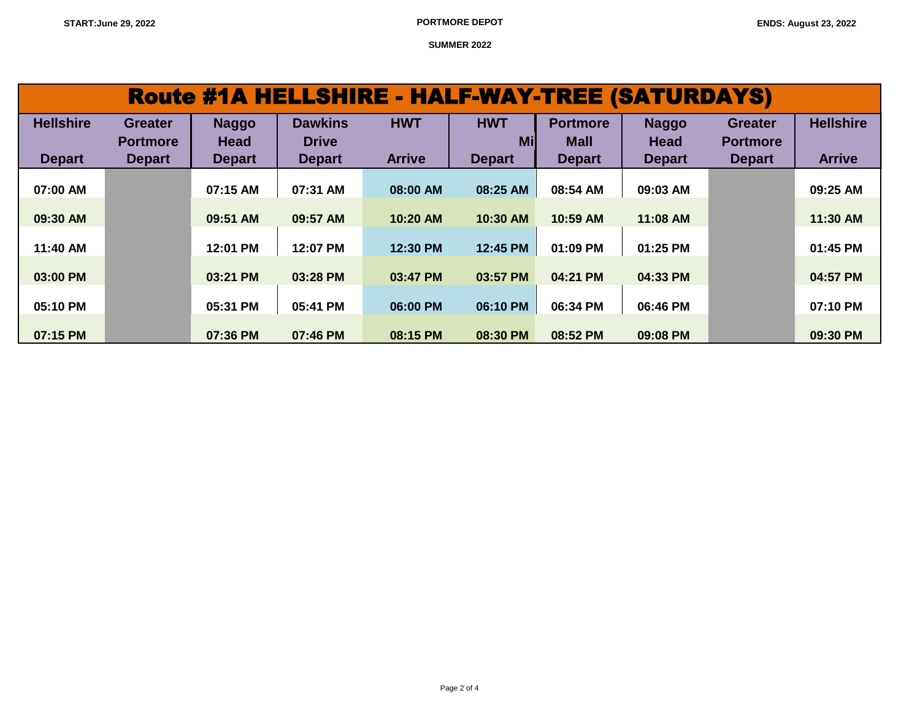START: June 29, 2022 | PORTMORE DEPOT | ENDS: August 23, 2022

SUMMER 2022

# Route #1A HELLSHIRE - HALF-WAY-TREE (SATURDAYS)

| Hellshire Depart | Greater Portmore Depart | Naggo Head Depart | Dawkins Drive Depart | HWT Arrive | HWT Mi Depart | Portmore Mall Depart | Naggo Head Depart | Greater Portmore Depart | Hellshire Arrive |
|---|---|---|---|---|---|---|---|---|---|
| 07:00 AM | | 07:15 AM | 07:31 AM | 08:00 AM | 08:25 AM | 08:54 AM | 09:03 AM | | 09:25 AM |
| 09:30 AM | | 09:51 AM | 09:57 AM | 10:20 AM | 10:30 AM | 10:59 AM | 11:08 AM | | 11:30 AM |
| 11:40 AM | | 12:01 PM | 12:07 PM | 12:30 PM | 12:45 PM | 01:09 PM | 01:25 PM | | 01:45 PM |
| 03:00 PM | | 03:21 PM | 03:28 PM | 03:47 PM | 03:57 PM | 04:21 PM | 04:33 PM | | 04:57 PM |
| 05:10 PM | | 05:31 PM | 05:41 PM | 06:00 PM | 06:10 PM | 06:34 PM | 06:46 PM | | 07:10 PM |
| 07:15 PM | | 07:36 PM | 07:46 PM | 08:15 PM | 08:30 PM | 08:52 PM | 09:08 PM | | 09:30 PM |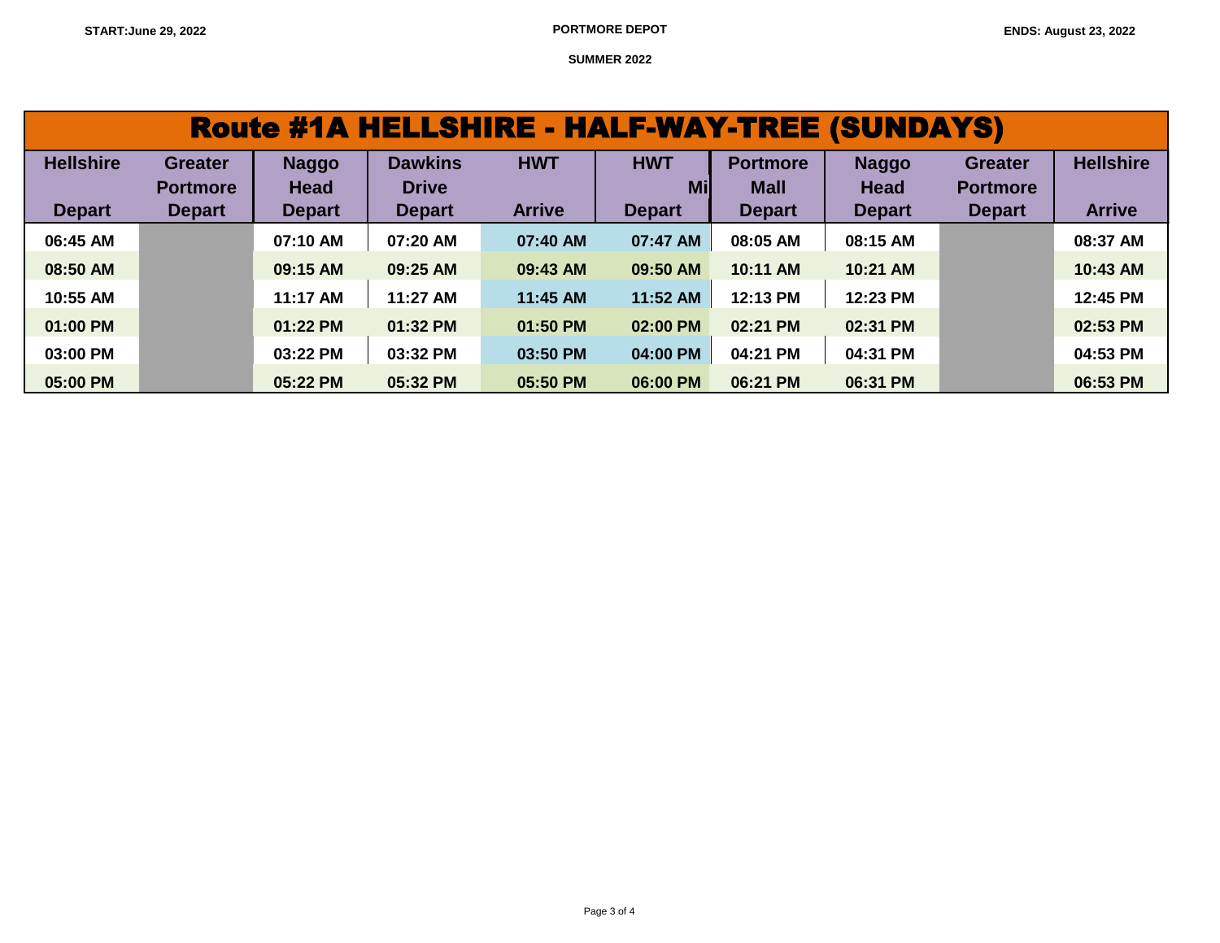START:June 29, 2022 | PORTMORE DEPOT | ENDS: August 23, 2022

SUMMER 2022

## Route #1A HELLSHIRE - HALF-WAY-TREE (SUNDAYS)

| Hellshire Depart | Greater Portmore Depart | Naggo Head Depart | Dawkins Drive Depart | HWT Arrive | HWT Mi Depart | Portmore Mall Depart | Naggo Head Depart | Greater Portmore Depart | Hellshire Arrive |
|---|---|---|---|---|---|---|---|---|---|
| 06:45 AM | | 07:10 AM | 07:20 AM | 07:40 AM | 07:47 AM | 08:05 AM | 08:15 AM | | 08:37 AM |
| 08:50 AM | | 09:15 AM | 09:25 AM | 09:43 AM | 09:50 AM | 10:11 AM | 10:21 AM | | 10:43 AM |
| 10:55 AM | | 11:17 AM | 11:27 AM | 11:45 AM | 11:52 AM | 12:13 PM | 12:23 PM | | 12:45 PM |
| 01:00 PM | | 01:22 PM | 01:32 PM | 01:50 PM | 02:00 PM | 02:21 PM | 02:31 PM | | 02:53 PM |
| 03:00 PM | | 03:22 PM | 03:32 PM | 03:50 PM | 04:00 PM | 04:21 PM | 04:31 PM | | 04:53 PM |
| 05:00 PM | | 05:22 PM | 05:32 PM | 05:50 PM | 06:00 PM | 06:21 PM | 06:31 PM | | 06:53 PM |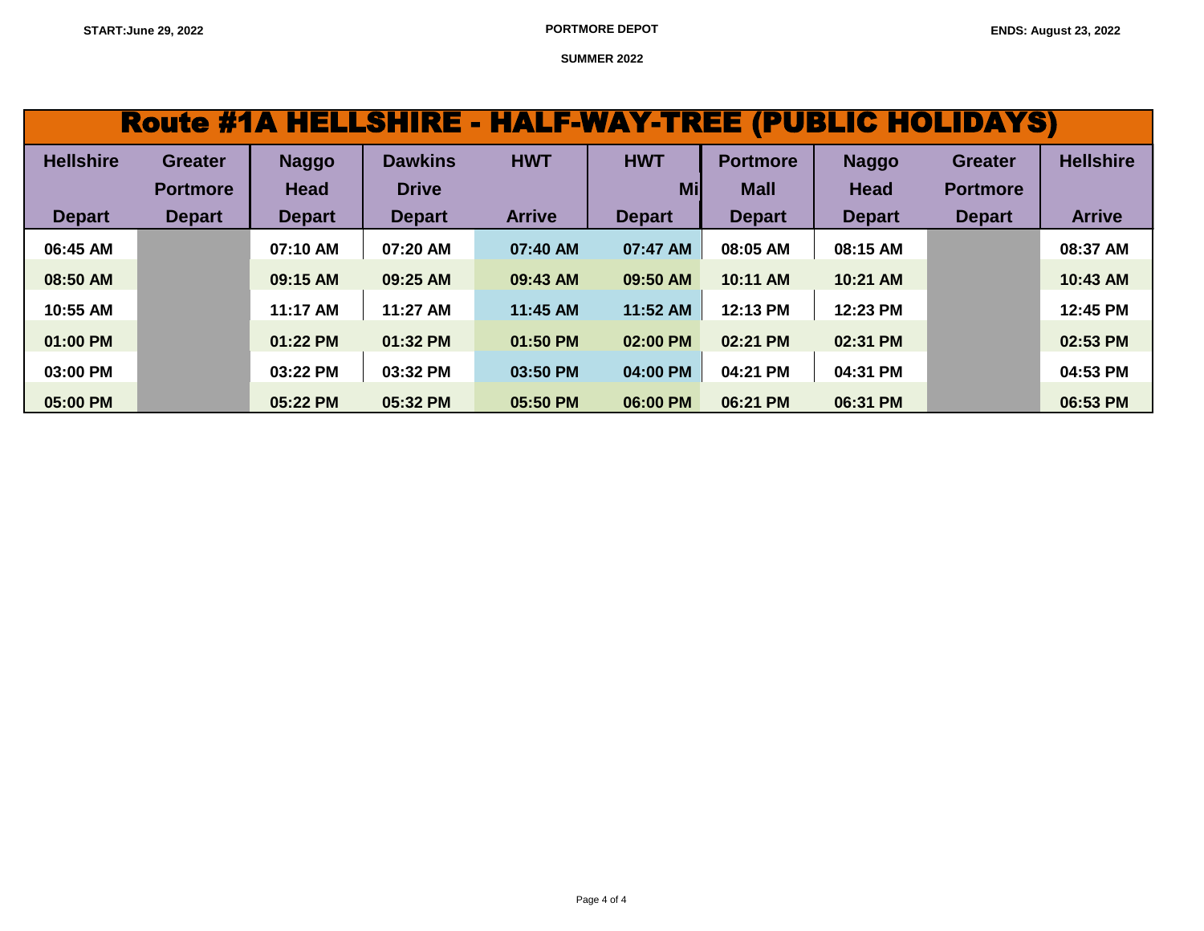START:June 29, 2022 | PORTMORE DEPOT | ENDS: August 23, 2022

SUMMER 2022

## Route #1A HELLSHIRE - HALF-WAY-TREE (PUBLIC HOLIDAYS)

| Hellshire Depart | Greater Portmore Depart | Naggo Head Depart | Dawkins Drive Depart | HWT Arrive | HWT Mi Depart | Portmore Mall Depart | Naggo Head Depart | Greater Portmore Depart | Hellshire Arrive |
|---|---|---|---|---|---|---|---|---|---|
| 06:45 AM | | 07:10 AM | 07:20 AM | 07:40 AM | 07:47 AM | 08:05 AM | 08:15 AM | | 08:37 AM |
| 08:50 AM | | 09:15 AM | 09:25 AM | 09:43 AM | 09:50 AM | 10:11 AM | 10:21 AM | | 10:43 AM |
| 10:55 AM | | 11:17 AM | 11:27 AM | 11:45 AM | 11:52 AM | 12:13 PM | 12:23 PM | | 12:45 PM |
| 01:00 PM | | 01:22 PM | 01:32 PM | 01:50 PM | 02:00 PM | 02:21 PM | 02:31 PM | | 02:53 PM |
| 03:00 PM | | 03:22 PM | 03:32 PM | 03:50 PM | 04:00 PM | 04:21 PM | 04:31 PM | | 04:53 PM |
| 05:00 PM | | 05:22 PM | 05:32 PM | 05:50 PM | 06:00 PM | 06:21 PM | 06:31 PM | | 06:53 PM |